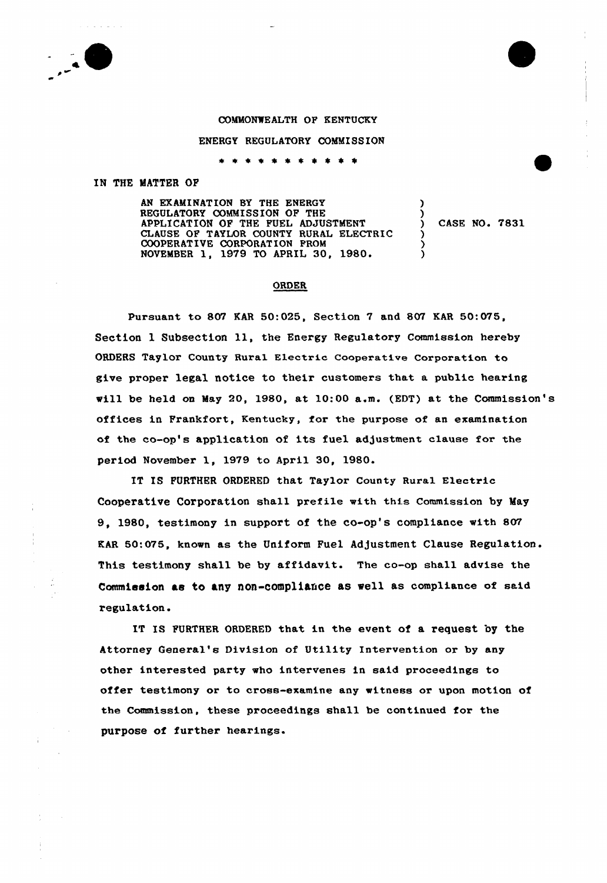COMMONWEALTH OF KENTUCKY

ENERGY REGULATORY COMMISSION

\* \* \* \* \* \* \* \* \* \* \*

IN THE MATTER OF

| | | |
|---|---|---|
| AN EXAMINATION BY THE ENERGY REGULATORY COMMISSION OF THE APPLICATION OF THE FUEL ADJUSTMENT CLAUSE OF TAYLOR COUNTY RURAL ELECTRIC COOPERATIVE CORPORATION FROM NOVEMBER 1, 1979 TO APRIL 30, 1980. | ) | CASE NO. 7831 |

## ORDER

Pursuant to 807 KAR 50:025, Section 7 and 807 KAR 50:075, Section 1 Subsection 11, the Energy Regulatory Commission hereby ORDERS Taylor County Rural Electric Cooperative Corporation to give proper legal notice to their customers that a public hearing will be held on May 20, 1980, at 10:00 a.m. (EDT) at the Commission's offices in Frankfort, Kentucky, for the purpose of an examination of the co-op's application of its fuel adjustment clause for the period November 1, 1979 to April 30, 1980.

IT IS FURTHER ORDERED that Taylor County Rural Electric Cooperative Corporation shall prefile with this Commission by May 9, 1980, testimony in support of the co-op's compliance with 807 KAR 50:075, known as the Uniform Fuel Adjustment Clause Regulation. This testimony shall be by affidavit. The co-op shall advise the Commission as to any non-compliance as well as compliance of said regulation.

IT IS FURTHER ORDERED that in the event of a request by the Attorney General's Division of Utility Intervention or by any other interested party who intervenes in said proceedings to offer testimony or to cross-examine any witness or upon motion of the Commission, these proceedings shall be continued for the purpose of further hearings.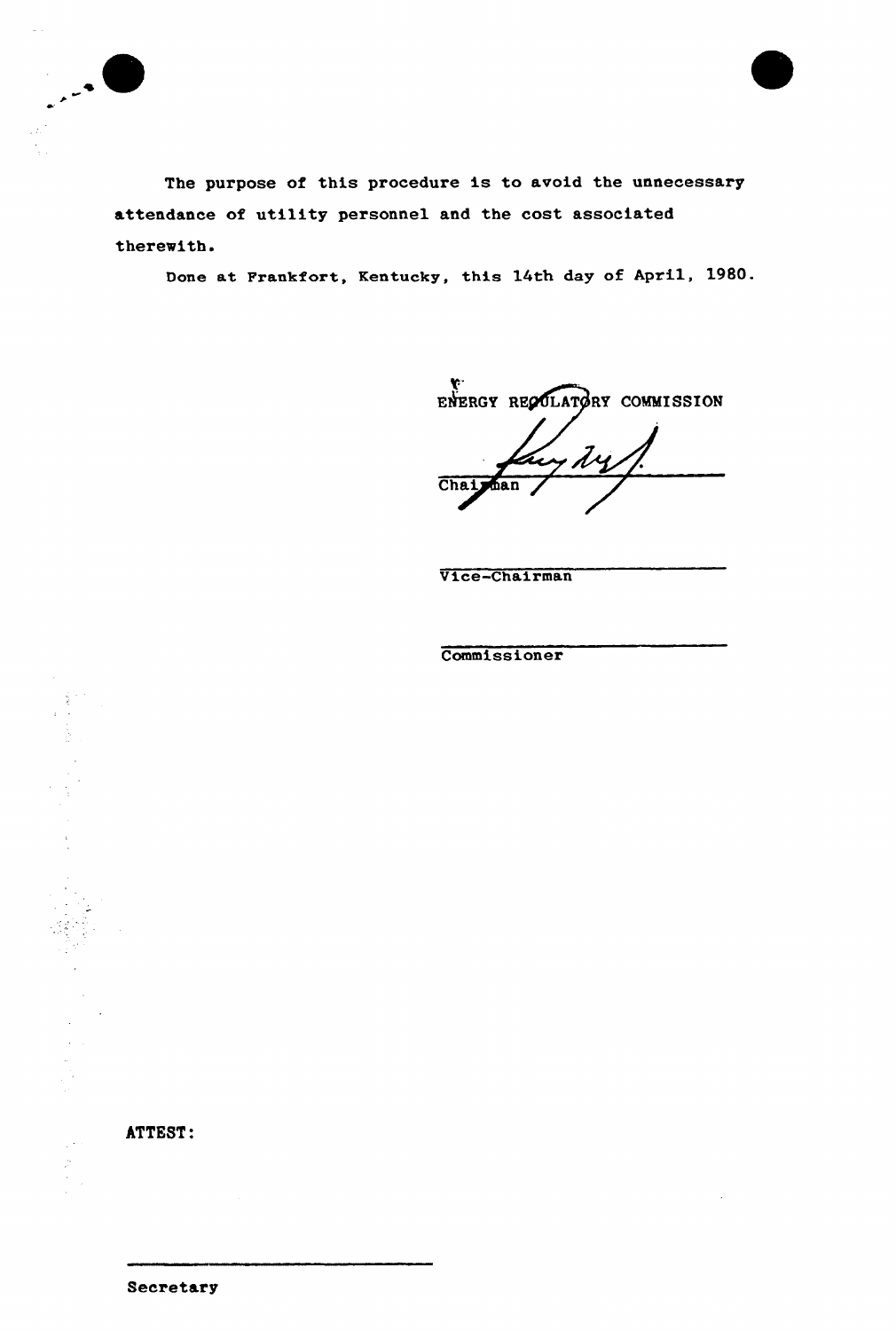The purpose of this procedure is to avoid the unnecessary attendance of utility personnel and the cost associated therewith.

Done at Frankfort, Kentucky, this 14th day of April, 1980.

ENERGY REGULATORY COMMISSION

Chairman

Vice-Chairman

Commissioner

ATTEST:

Secretary